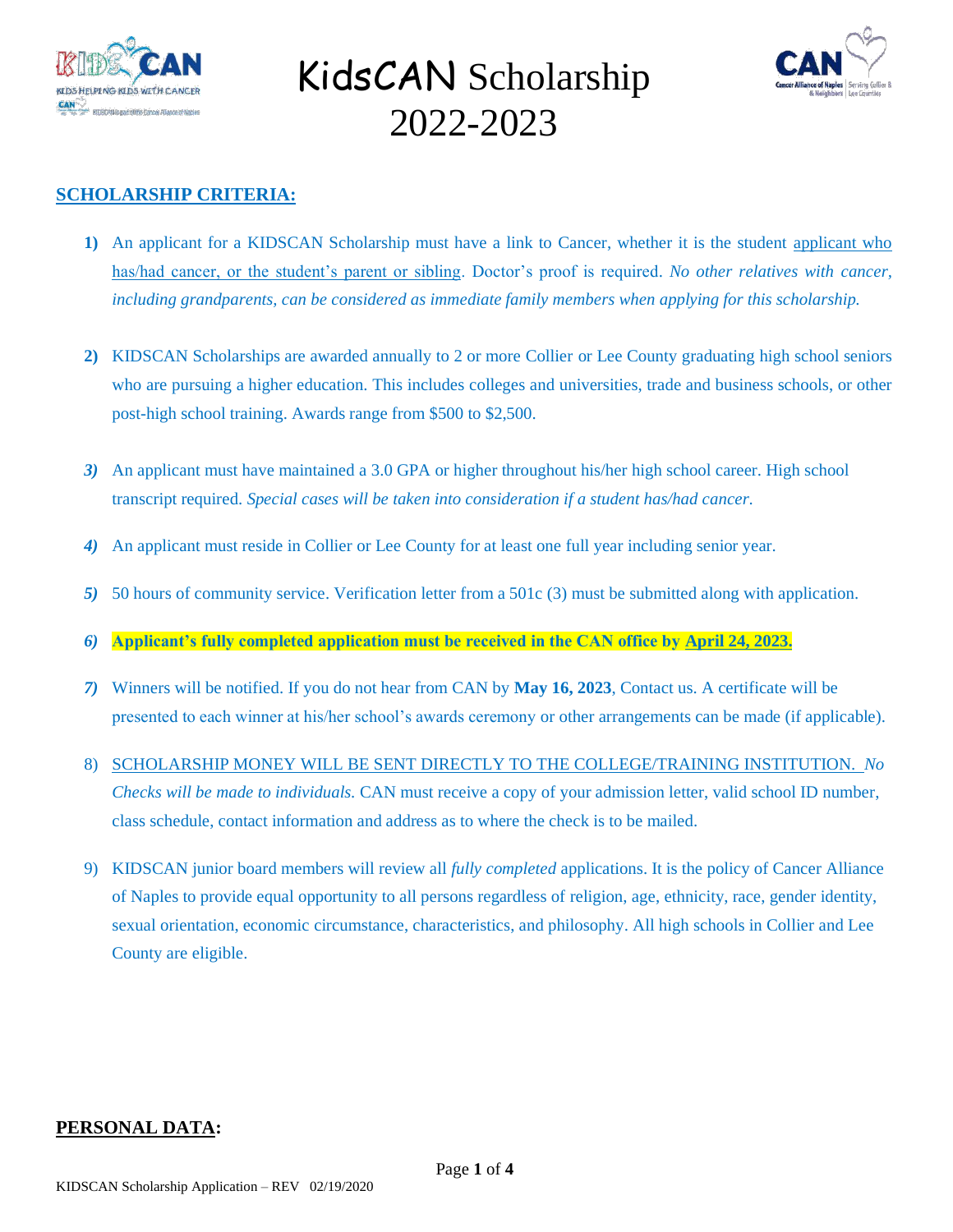# KidsCAN Scholarship 2022-2023

## SCHOLARSHIP CRITERIA:

1) An applicant for a KIDSCAN Scholarship must have a link to Cancer, whether it is the student applicant who has/had cancer, or the student's parent or sibling. Doctor's proof is required. *No other relatives with cancer, including grandparents, can be considered as immediate family members when applying for this scholarship.*

2) KIDSCAN Scholarships are awarded annually to 2 or more Collier or Lee County graduating high school seniors who are pursuing a higher education. This includes colleges and universities, trade and business schools, or other post-high school training. Awards range from $500 to $2,500.

3) An applicant must have maintained a 3.0 GPA or higher throughout his/her high school career. High school transcript required. *Special cases will be taken into consideration if a student has/had cancer.*

4) An applicant must reside in Collier or Lee County for at least one full year including senior year.

5) 50 hours of community service. Verification letter from a 501c (3) must be submitted along with application.

6) **Applicant's fully completed application must be received in the CAN office by April 24, 2023.**

7) Winners will be notified. If you do not hear from CAN by **May 16, 2023**, Contact us. A certificate will be presented to each winner at his/her school's awards ceremony or other arrangements can be made (if applicable).

8) SCHOLARSHIP MONEY WILL BE SENT DIRECTLY TO THE COLLEGE/TRAINING INSTITUTION. *No Checks will be made to individuals.* CAN must receive a copy of your admission letter, valid school ID number, class schedule, contact information and address as to where the check is to be mailed.

9) KIDSCAN junior board members will review all *fully completed* applications. It is the policy of Cancer Alliance of Naples to provide equal opportunity to all persons regardless of religion, age, ethnicity, race, gender identity, sexual orientation, economic circumstance, characteristics, and philosophy. All high schools in Collier and Lee County are eligible.

## PERSONAL DATA:

KIDSCAN Scholarship Application – REV 02/19/2020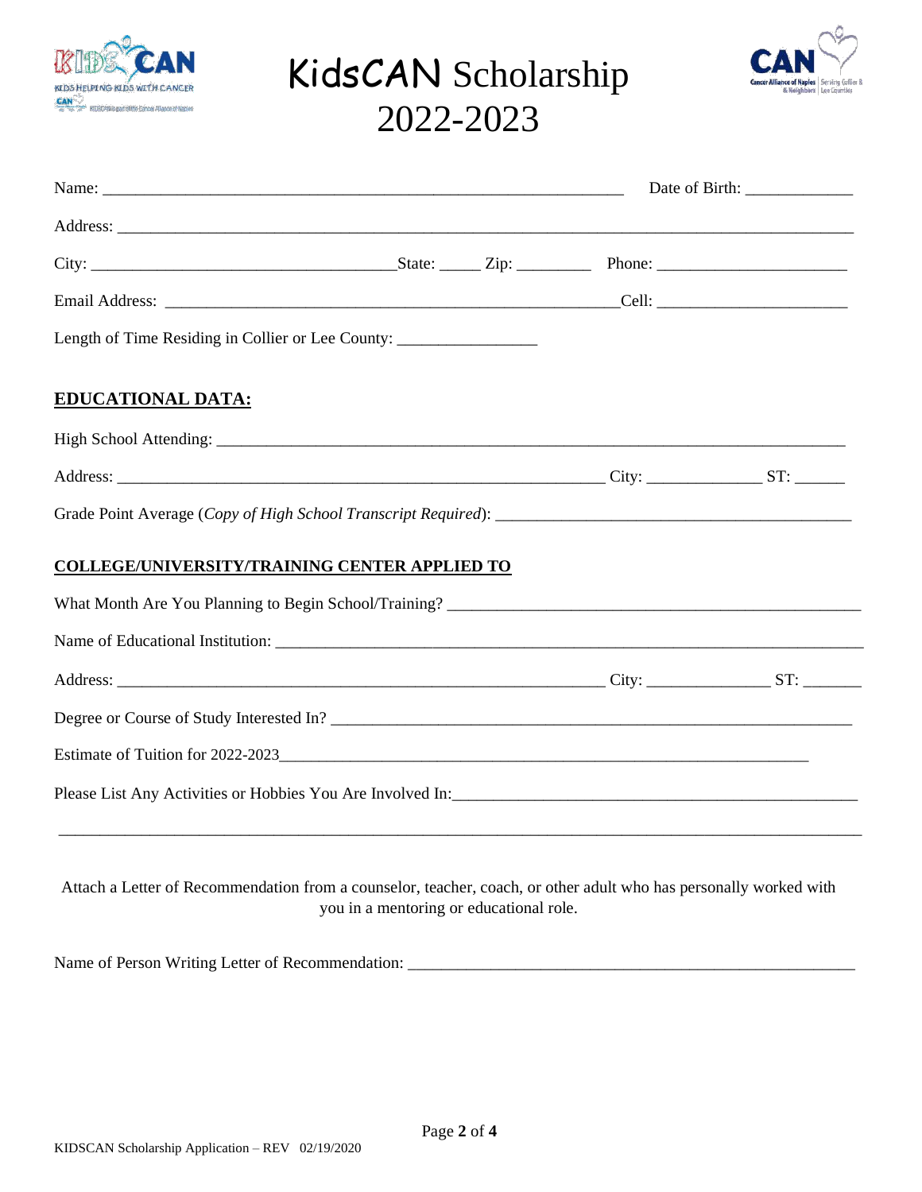# KidsCAN Scholarship 2022-2023

Name: ___________________________________________________________ Date of Birth: ____________

Address: ___________________________________________________________________________________

City: ___________________________________State: _____ Zip: _________ Phone: ______________________

Email Address: ______________________________________________________Cell: ______________________

Length of Time Residing in Collier or Lee County: ________________

## EDUCATIONAL DATA:

High School Attending: _________________________________________________________________________

Address: ________________________________________________________ City: _____________ ST: ______

Grade Point Average (*Copy of High School Transcript Required*): __________________________________________

## COLLEGE/UNIVERSITY/TRAINING CENTER APPLIED TO

What Month Are You Planning to Begin School/Training? _______________________________________________

Name of Educational Institution: ____________________________________________________________________

Address: ________________________________________________________ City: ______________ ST: _______

Degree or Course of Study Interested In? _____________________________________________________________

Estimate of Tuition for 2022-2023_______________________________________________________________

Please List Any Activities or Hobbies You Are Involved In:_______________________________________________

_____________________________________________________________________________________________

Attach a Letter of Recommendation from a counselor, teacher, coach, or other adult who has personally worked with you in a mentoring or educational role.

Name of Person Writing Letter of Recommendation: ____________________________________________________

KIDSCAN Scholarship Application – REV 02/19/2020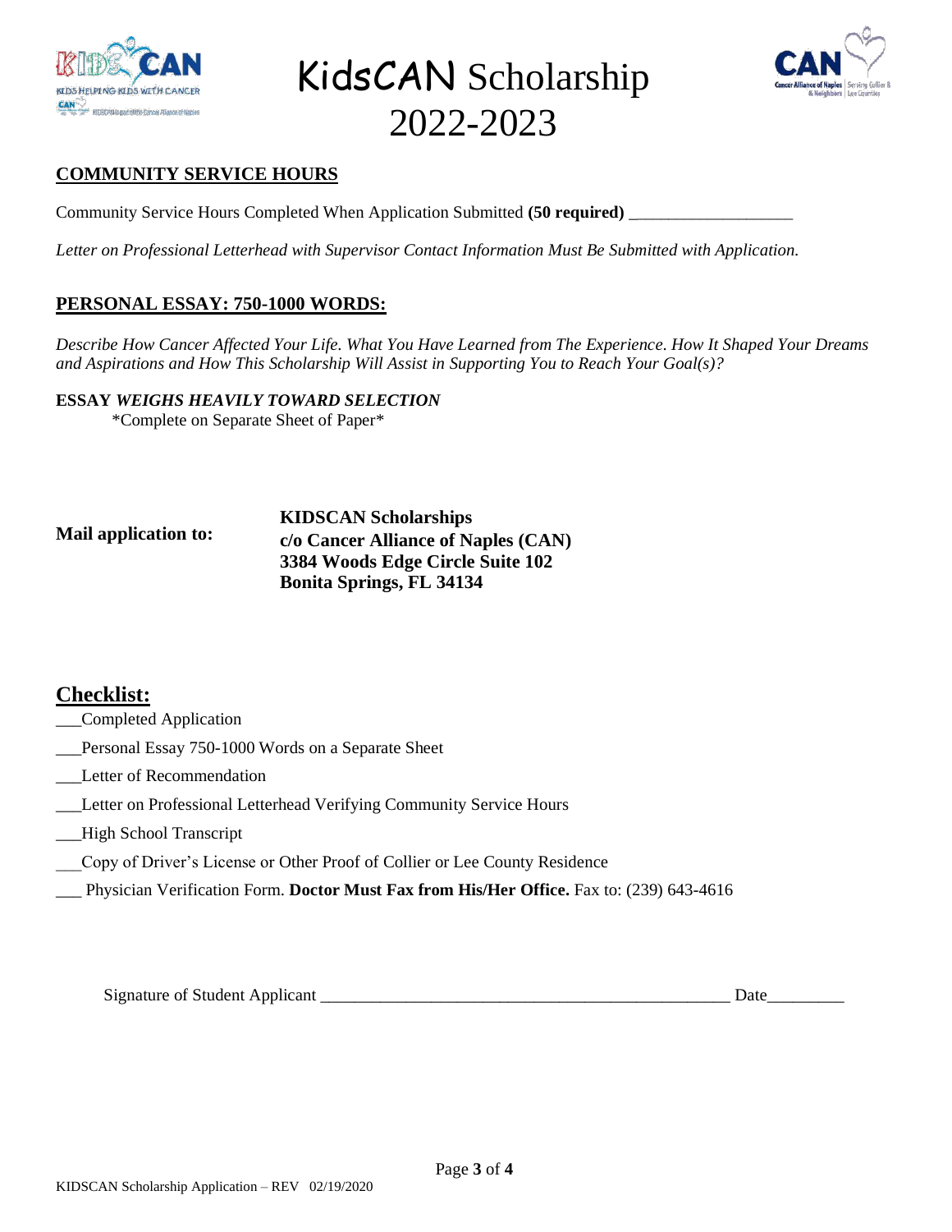# KidsCAN Scholarship 2022-2023

## COMMUNITY SERVICE HOURS

Community Service Hours Completed When Application Submitted **(50 required)** ___________________

*Letter on Professional Letterhead with Supervisor Contact Information Must Be Submitted with Application.*

## PERSONAL ESSAY: 750-1000 WORDS:

*Describe How Cancer Affected Your Life. What You Have Learned from The Experience. How It Shaped Your Dreams and Aspirations and How This Scholarship Will Assist in Supporting You to Reach Your Goal(s)?*

**ESSAY *WEIGHS HEAVILY TOWARD SELECTION***

*Complete on Separate Sheet of Paper*

**Mail application to:**

**KIDSCAN Scholarships**
**c/o Cancer Alliance of Naples (CAN)**
**3384 Woods Edge Circle Suite 102**
**Bonita Springs, FL 34134**

## Checklist:

___Completed Application

___Personal Essay 750-1000 Words on a Separate Sheet

___Letter of Recommendation

___Letter on Professional Letterhead Verifying Community Service Hours

___High School Transcript

___Copy of Driver's License or Other Proof of Collier or Lee County Residence

___ Physician Verification Form. **Doctor Must Fax from His/Her Office.** Fax to: (239) 643-4616

Signature of Student Applicant _______________________________________________ Date_________

KIDSCAN Scholarship Application – REV 02/19/2020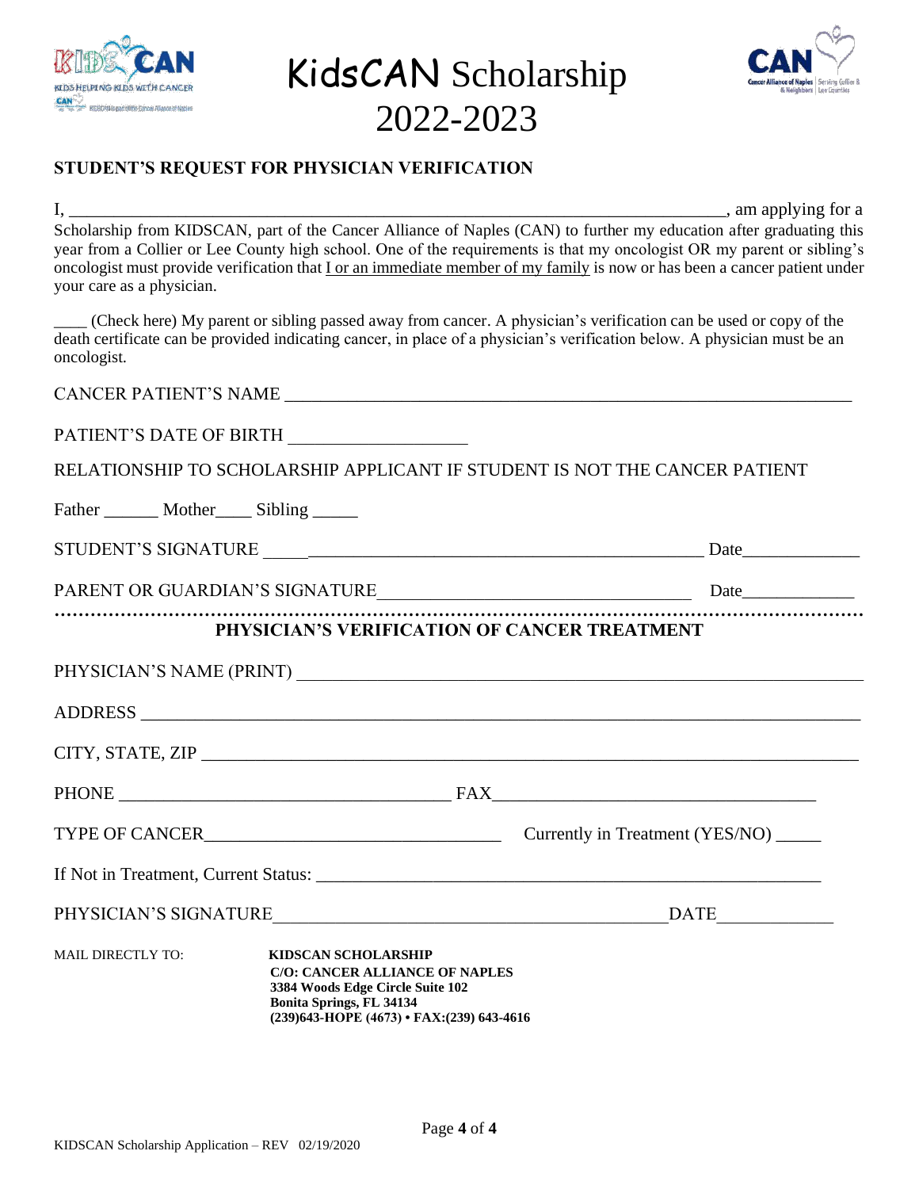# KidsCAN Scholarship 2022-2023

**STUDENT'S REQUEST FOR PHYSICIAN VERIFICATION**

I, ___________________________________________________________________________, am applying for a Scholarship from KIDSCAN, part of the Cancer Alliance of Naples (CAN) to further my education after graduating this year from a Collier or Lee County high school. One of the requirements is that my oncologist OR my parent or sibling's oncologist must provide verification that I or an immediate member of my family is now or has been a cancer patient under your care as a physician.

____ (Check here) My parent or sibling passed away from cancer. A physician's verification can be used or copy of the death certificate can be provided indicating cancer, in place of a physician's verification below. A physician must be an oncologist.

CANCER PATIENT'S NAME _________________________________________________________________

PATIENT'S DATE OF BIRTH ____________________

RELATIONSHIP TO SCHOLARSHIP APPLICANT IF STUDENT IS NOT THE CANCER PATIENT

Father ______ Mother____ Sibling _____

STUDENT'S SIGNATURE _____________________________________________________ Date_____________

PARENT OR GUARDIAN'S SIGNATURE____________________________________ Date____________

**PHYSICIAN'S VERIFICATION OF CANCER TREATMENT**

PHYSICIAN'S NAME (PRINT) _______________________________________________________________

ADDRESS _______________________________________________________________________________

CITY, STATE, ZIP _________________________________________________________________________

PHONE _____________________________________ FAX____________________________________

TYPE OF CANCER_________________________________ Currently in Treatment (YES/NO) _____

If Not in Treatment, Current Status: ________________________________________________________

PHYSICIAN'S SIGNATURE_____________________________________________DATE____________

MAIL DIRECTLY TO:

**KIDSCAN SCHOLARSHIP**
**C/O: CANCER ALLIANCE OF NAPLES**
**3384 Woods Edge Circle Suite 102**
**Bonita Springs, FL 34134**
**(239)643-HOPE (4673) • FAX:(239) 643-4616**

KIDSCAN Scholarship Application – REV 02/19/2020